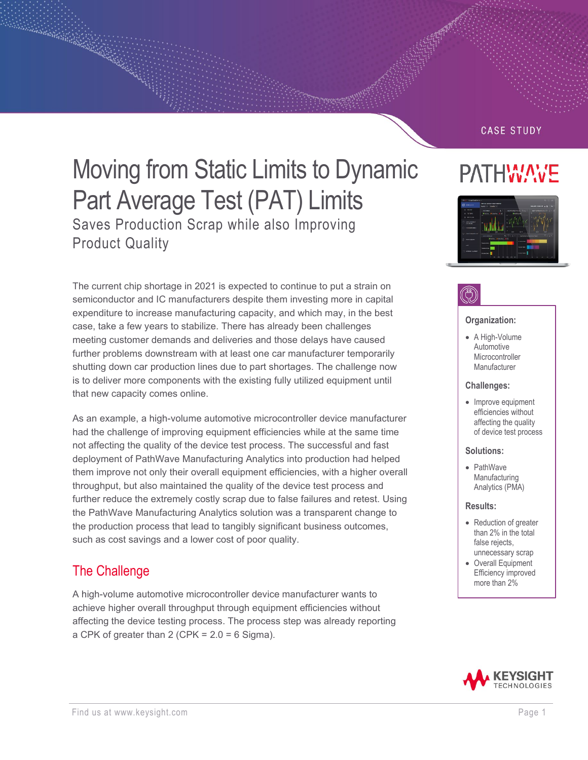CASE STUDY

# Moving from Static Limits to Dynamic Part Average Test (PAT) Limits

## Saves Production Scrap while also Improving Product Quality

The current chip shortage in 2021 is expected to continue to put a strain on semiconductor and IC manufacturers despite them investing more in capital expenditure to increase manufacturing capacity, and which may, in the best case, take a few years to stabilize. There has already been challenges meeting customer demands and deliveries and those delays have caused further problems downstream with at least one car manufacturer temporarily shutting down car production lines due to part shortages. The challenge now is to deliver more components with the existing fully utilized equipment until that new capacity comes online.

As an example, a high-volume automotive microcontroller device manufacturer had the challenge of improving equipment efficiencies while at the same time not affecting the quality of the device test process. The successful and fast deployment of PathWave Manufacturing Analytics into production had helped them improve not only their overall equipment efficiencies, with a higher overall throughput, but also maintained the quality of the device test process and further reduce the extremely costly scrap due to false failures and retest. Using the PathWave Manufacturing Analytics solution was a transparent change to the production process that lead to tangibly significant business outcomes, such as cost savings and a lower cost of poor quality.

## The Challenge

A high-volume automotive microcontroller device manufacturer wants to achieve higher overall throughput through equipment efficiencies without affecting the device testing process. The process step was already reporting a CPK of greater than 2 (CPK = 2.0 = 6 Sigma).

**Organization:**

- A High-Volume Automotive Microcontroller Manufacturer

**Challenges:**

- Improve equipment efficiencies without affecting the quality of device test process

**Solutions:**

- PathWave Manufacturing Analytics (PMA)

**Results:**

- Reduction of greater than 2% in the total false rejects, unnecessary scrap
- Overall Equipment Efficiency improved more than 2%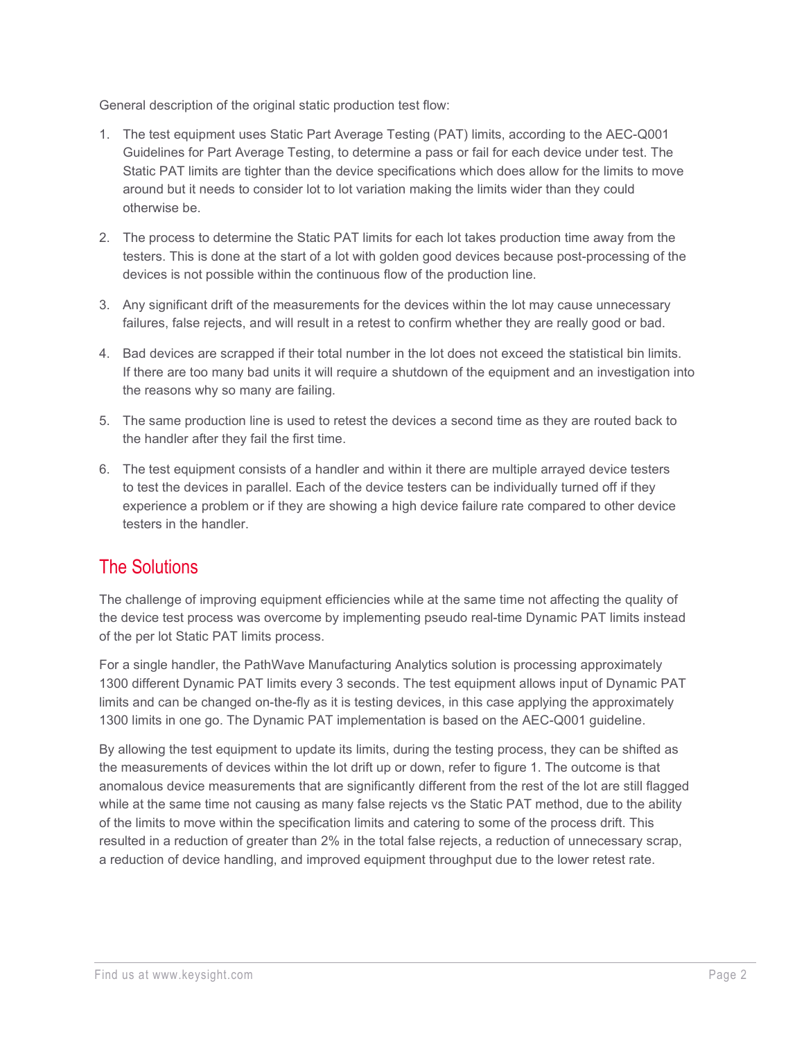General description of the original static production test flow:

1. The test equipment uses Static Part Average Testing (PAT) limits, according to the AEC-Q001 Guidelines for Part Average Testing, to determine a pass or fail for each device under test. The Static PAT limits are tighter than the device specifications which does allow for the limits to move around but it needs to consider lot to lot variation making the limits wider than they could otherwise be.

2. The process to determine the Static PAT limits for each lot takes production time away from the testers. This is done at the start of a lot with golden good devices because post-processing of the devices is not possible within the continuous flow of the production line.

3. Any significant drift of the measurements for the devices within the lot may cause unnecessary failures, false rejects, and will result in a retest to confirm whether they are really good or bad.

4. Bad devices are scrapped if their total number in the lot does not exceed the statistical bin limits. If there are too many bad units it will require a shutdown of the equipment and an investigation into the reasons why so many are failing.

5. The same production line is used to retest the devices a second time as they are routed back to the handler after they fail the first time.

6. The test equipment consists of a handler and within it there are multiple arrayed device testers to test the devices in parallel. Each of the device testers can be individually turned off if they experience a problem or if they are showing a high device failure rate compared to other device testers in the handler.

## The Solutions

The challenge of improving equipment efficiencies while at the same time not affecting the quality of the device test process was overcome by implementing pseudo real-time Dynamic PAT limits instead of the per lot Static PAT limits process.

For a single handler, the PathWave Manufacturing Analytics solution is processing approximately 1300 different Dynamic PAT limits every 3 seconds. The test equipment allows input of Dynamic PAT limits and can be changed on-the-fly as it is testing devices, in this case applying the approximately 1300 limits in one go. The Dynamic PAT implementation is based on the AEC-Q001 guideline.

By allowing the test equipment to update its limits, during the testing process, they can be shifted as the measurements of devices within the lot drift up or down, refer to figure 1. The outcome is that anomalous device measurements that are significantly different from the rest of the lot are still flagged while at the same time not causing as many false rejects vs the Static PAT method, due to the ability of the limits to move within the specification limits and catering to some of the process drift. This resulted in a reduction of greater than 2% in the total false rejects, a reduction of unnecessary scrap, a reduction of device handling, and improved equipment throughput due to the lower retest rate.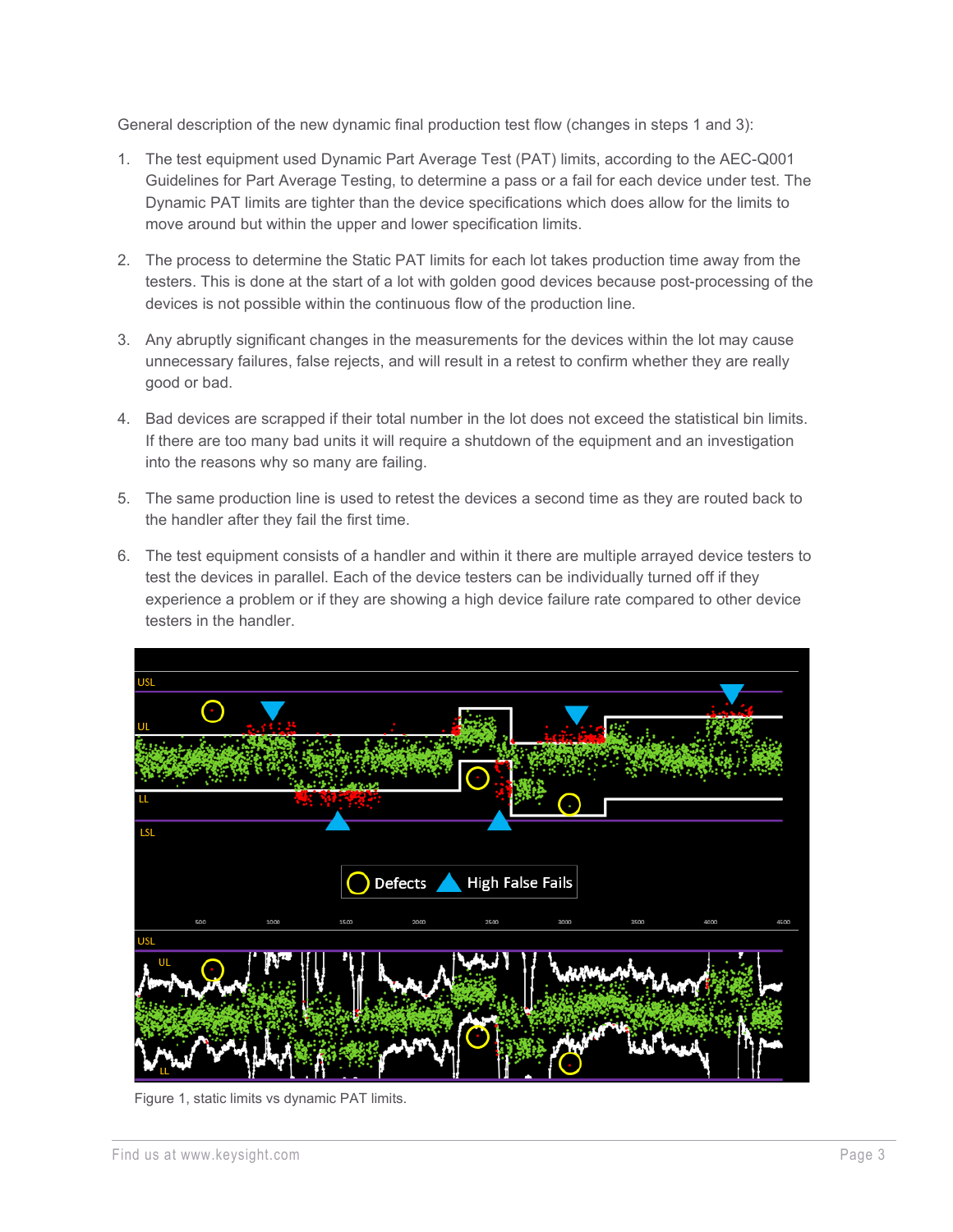General description of the new dynamic final production test flow (changes in steps 1 and 3):

1. The test equipment used Dynamic Part Average Test (PAT) limits, according to the AEC-Q001 Guidelines for Part Average Testing, to determine a pass or a fail for each device under test. The Dynamic PAT limits are tighter than the device specifications which does allow for the limits to move around but within the upper and lower specification limits.
2. The process to determine the Static PAT limits for each lot takes production time away from the testers. This is done at the start of a lot with golden good devices because post-processing of the devices is not possible within the continuous flow of the production line.
3. Any abruptly significant changes in the measurements for the devices within the lot may cause unnecessary failures, false rejects, and will result in a retest to confirm whether they are really good or bad.
4. Bad devices are scrapped if their total number in the lot does not exceed the statistical bin limits. If there are too many bad units it will require a shutdown of the equipment and an investigation into the reasons why so many are failing.
5. The same production line is used to retest the devices a second time as they are routed back to the handler after they fail the first time.
6. The test equipment consists of a handler and within it there are multiple arrayed device testers to test the devices in parallel. Each of the device testers can be individually turned off if they experience a problem or if they are showing a high device failure rate compared to other device testers in the handler.

Figure 1, static limits vs dynamic PAT limits.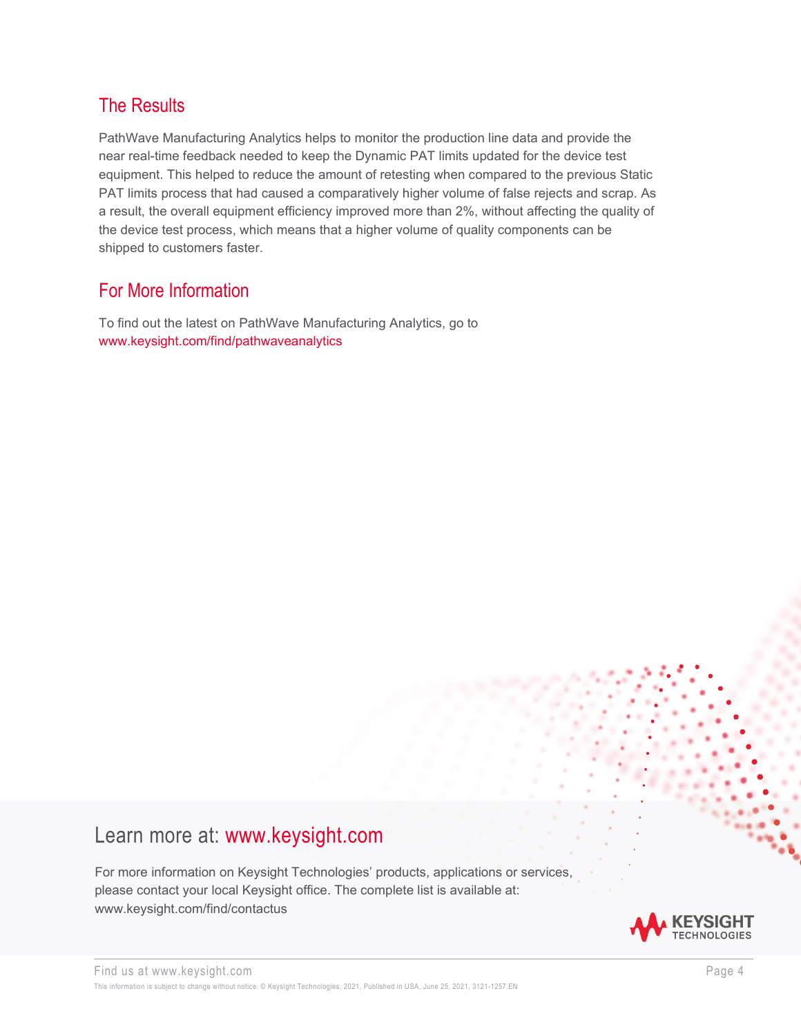## The Results

PathWave Manufacturing Analytics helps to monitor the production line data and provide the near real-time feedback needed to keep the Dynamic PAT limits updated for the device test equipment. This helped to reduce the amount of retesting when compared to the previous Static PAT limits process that had caused a comparatively higher volume of false rejects and scrap. As a result, the overall equipment efficiency improved more than 2%, without affecting the quality of the device test process, which means that a higher volume of quality components can be shipped to customers faster.

## For More Information

To find out the latest on PathWave Manufacturing Analytics, go to www.keysight.com/find/pathwaveanalytics

## Learn more at: www.keysight.com

For more information on Keysight Technologies' products, applications or services, please contact your local Keysight office. The complete list is available at: www.keysight.com/find/contactus

This information is subject to change without notice. © Keysight Technologies, 2021, Published in USA, June 25, 2021, 3121-1257.EN